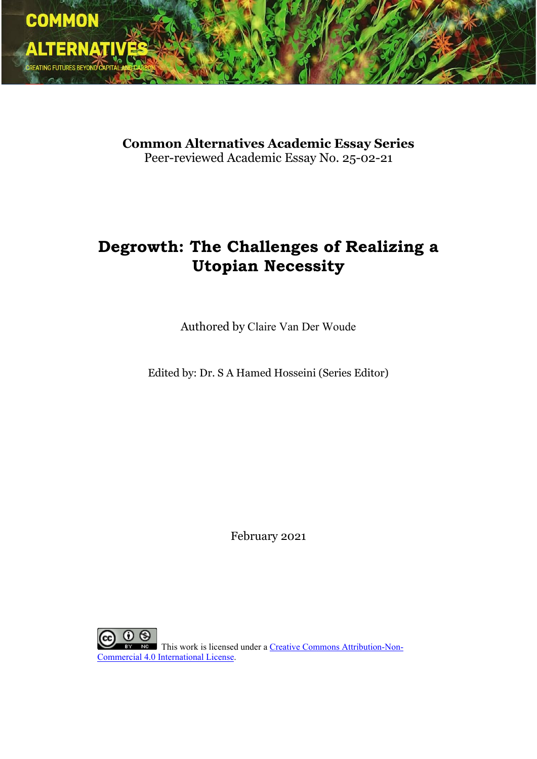COMMON ALTERNATIVES

CREATING FUTURES BEYOND CAPITAL AND CARBON

**Common Alternatives Academic Essay Series**
Peer-reviewed Academic Essay No. 25-02-21

# Degrowth: The Challenges of Realizing a Utopian Necessity

Authored by Claire Van Der Woude

Edited by: Dr. S A Hamed Hosseini (Series Editor)

February 2021

This work is licensed under a [Creative Commons Attribution-Non-Commercial 4.0 International License](Creative Commons Attribution-Non-Commercial 4.0 International License).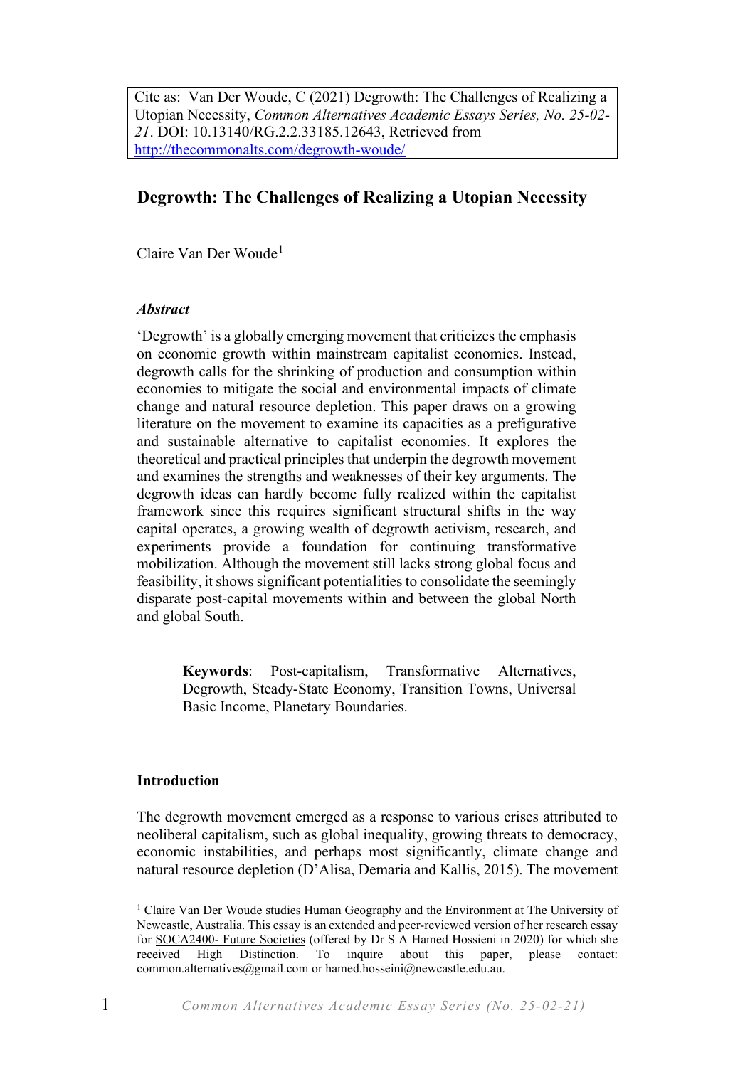Cite as: Van Der Woude, C (2021) Degrowth: The Challenges of Realizing a Utopian Necessity, *Common Alternatives Academic Essays Series, No. 25-02-21*. DOI: 10.13140/RG.2.2.33185.12643, Retrieved from http://thecommonalts.com/degrowth-woude/

# Degrowth: The Challenges of Realizing a Utopian Necessity

Claire Van Der Woude[1]

### *Abstract*

'Degrowth' is a globally emerging movement that criticizes the emphasis on economic growth within mainstream capitalist economies. Instead, degrowth calls for the shrinking of production and consumption within economies to mitigate the social and environmental impacts of climate change and natural resource depletion. This paper draws on a growing literature on the movement to examine its capacities as a prefigurative and sustainable alternative to capitalist economies. It explores the theoretical and practical principles that underpin the degrowth movement and examines the strengths and weaknesses of their key arguments. The degrowth ideas can hardly become fully realized within the capitalist framework since this requires significant structural shifts in the way capital operates, a growing wealth of degrowth activism, research, and experiments provide a foundation for continuing transformative mobilization. Although the movement still lacks strong global focus and feasibility, it shows significant potentialities to consolidate the seemingly disparate post-capital movements within and between the global North and global South.

**Keywords**: Post-capitalism, Transformative Alternatives, Degrowth, Steady-State Economy, Transition Towns, Universal Basic Income, Planetary Boundaries.

## Introduction

The degrowth movement emerged as a response to various crises attributed to neoliberal capitalism, such as global inequality, growing threats to democracy, economic instabilities, and perhaps most significantly, climate change and natural resource depletion (D'Alisa, Demaria and Kallis, 2015). The movement

---

[1] Claire Van Der Woude studies Human Geography and the Environment at The University of Newcastle, Australia. This essay is an extended and peer-reviewed version of her research essay for SOCA2400- Future Societies (offered by Dr S A Hamed Hossieni in 2020) for which she received High Distinction. To inquire about this paper, please contact: common.alternatives@gmail.com or hamed.hosseini@newcastle.edu.au.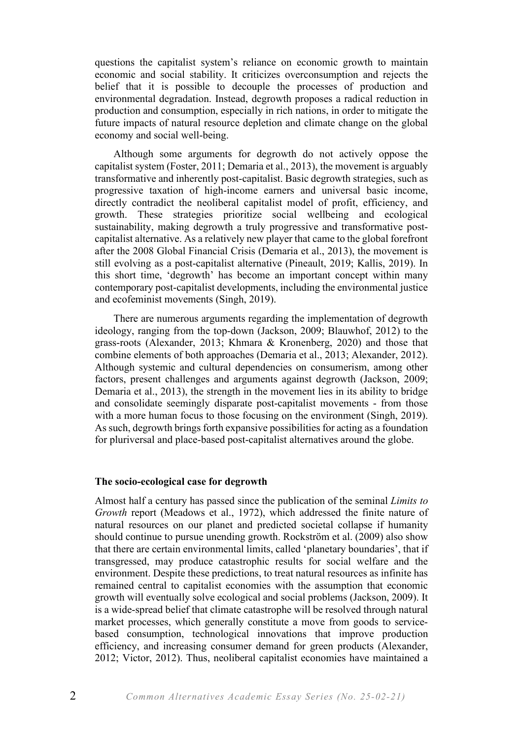questions the capitalist system's reliance on economic growth to maintain economic and social stability. It criticizes overconsumption and rejects the belief that it is possible to decouple the processes of production and environmental degradation. Instead, degrowth proposes a radical reduction in production and consumption, especially in rich nations, in order to mitigate the future impacts of natural resource depletion and climate change on the global economy and social well-being.

Although some arguments for degrowth do not actively oppose the capitalist system (Foster, 2011; Demaria et al., 2013), the movement is arguably transformative and inherently post-capitalist. Basic degrowth strategies, such as progressive taxation of high-income earners and universal basic income, directly contradict the neoliberal capitalist model of profit, efficiency, and growth. These strategies prioritize social wellbeing and ecological sustainability, making degrowth a truly progressive and transformative post-capitalist alternative. As a relatively new player that came to the global forefront after the 2008 Global Financial Crisis (Demaria et al., 2013), the movement is still evolving as a post-capitalist alternative (Pineault, 2019; Kallis, 2019). In this short time, 'degrowth' has become an important concept within many contemporary post-capitalist developments, including the environmental justice and ecofeminist movements (Singh, 2019).

There are numerous arguments regarding the implementation of degrowth ideology, ranging from the top-down (Jackson, 2009; Blauwhof, 2012) to the grass-roots (Alexander, 2013; Khmara & Kronenberg, 2020) and those that combine elements of both approaches (Demaria et al., 2013; Alexander, 2012). Although systemic and cultural dependencies on consumerism, among other factors, present challenges and arguments against degrowth (Jackson, 2009; Demaria et al., 2013), the strength in the movement lies in its ability to bridge and consolidate seemingly disparate post-capitalist movements - from those with a more human focus to those focusing on the environment (Singh, 2019). As such, degrowth brings forth expansive possibilities for acting as a foundation for pluriversal and place-based post-capitalist alternatives around the globe.

**The socio-ecological case for degrowth**

Almost half a century has passed since the publication of the seminal *Limits to Growth* report (Meadows et al., 1972), which addressed the finite nature of natural resources on our planet and predicted societal collapse if humanity should continue to pursue unending growth. Rockström et al. (2009) also show that there are certain environmental limits, called 'planetary boundaries', that if transgressed, may produce catastrophic results for social welfare and the environment. Despite these predictions, to treat natural resources as infinite has remained central to capitalist economies with the assumption that economic growth will eventually solve ecological and social problems (Jackson, 2009). It is a wide-spread belief that climate catastrophe will be resolved through natural market processes, which generally constitute a move from goods to service-based consumption, technological innovations that improve production efficiency, and increasing consumer demand for green products (Alexander, 2012; Victor, 2012). Thus, neoliberal capitalist economies have maintained a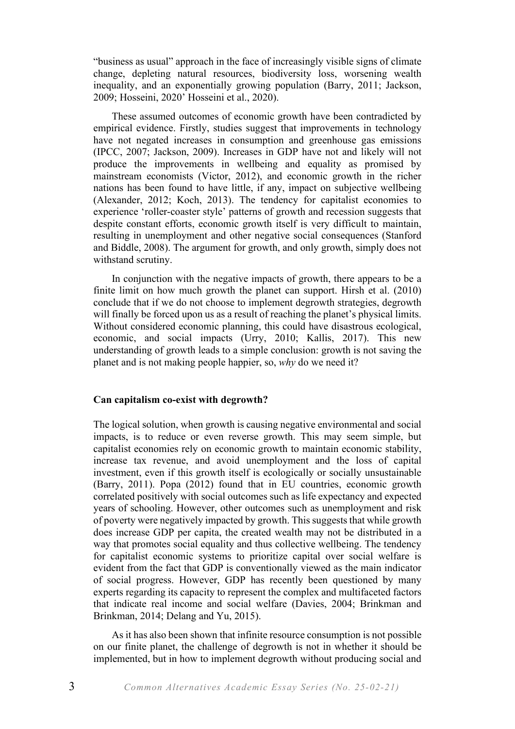"business as usual" approach in the face of increasingly visible signs of climate change, depleting natural resources, biodiversity loss, worsening wealth inequality, and an exponentially growing population (Barry, 2011; Jackson, 2009; Hosseini, 2020' Hosseini et al., 2020).

These assumed outcomes of economic growth have been contradicted by empirical evidence. Firstly, studies suggest that improvements in technology have not negated increases in consumption and greenhouse gas emissions (IPCC, 2007; Jackson, 2009). Increases in GDP have not and likely will not produce the improvements in wellbeing and equality as promised by mainstream economists (Victor, 2012), and economic growth in the richer nations has been found to have little, if any, impact on subjective wellbeing (Alexander, 2012; Koch, 2013). The tendency for capitalist economies to experience 'roller-coaster style' patterns of growth and recession suggests that despite constant efforts, economic growth itself is very difficult to maintain, resulting in unemployment and other negative social consequences (Stanford and Biddle, 2008). The argument for growth, and only growth, simply does not withstand scrutiny.

In conjunction with the negative impacts of growth, there appears to be a finite limit on how much growth the planet can support. Hirsh et al. (2010) conclude that if we do not choose to implement degrowth strategies, degrowth will finally be forced upon us as a result of reaching the planet's physical limits. Without considered economic planning, this could have disastrous ecological, economic, and social impacts (Urry, 2010; Kallis, 2017). This new understanding of growth leads to a simple conclusion: growth is not saving the planet and is not making people happier, so, *why* do we need it?

### Can capitalism co-exist with degrowth?

The logical solution, when growth is causing negative environmental and social impacts, is to reduce or even reverse growth. This may seem simple, but capitalist economies rely on economic growth to maintain economic stability, increase tax revenue, and avoid unemployment and the loss of capital investment, even if this growth itself is ecologically or socially unsustainable (Barry, 2011). Popa (2012) found that in EU countries, economic growth correlated positively with social outcomes such as life expectancy and expected years of schooling. However, other outcomes such as unemployment and risk of poverty were negatively impacted by growth. This suggests that while growth does increase GDP per capita, the created wealth may not be distributed in a way that promotes social equality and thus collective wellbeing. The tendency for capitalist economic systems to prioritize capital over social welfare is evident from the fact that GDP is conventionally viewed as the main indicator of social progress. However, GDP has recently been questioned by many experts regarding its capacity to represent the complex and multifaceted factors that indicate real income and social welfare (Davies, 2004; Brinkman and Brinkman, 2014; Delang and Yu, 2015).

As it has also been shown that infinite resource consumption is not possible on our finite planet, the challenge of degrowth is not in whether it should be implemented, but in how to implement degrowth without producing social and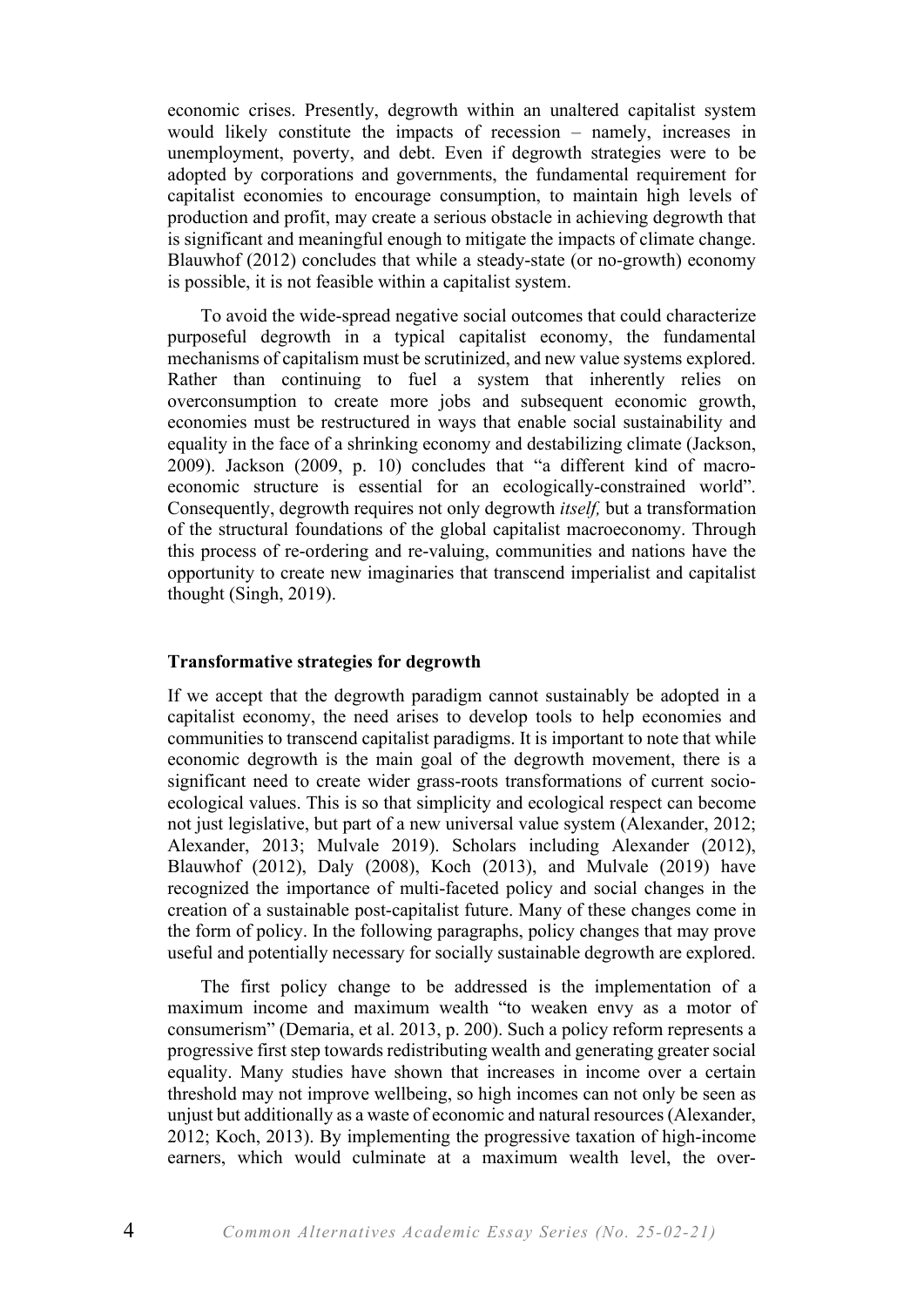economic crises. Presently, degrowth within an unaltered capitalist system would likely constitute the impacts of recession – namely, increases in unemployment, poverty, and debt. Even if degrowth strategies were to be adopted by corporations and governments, the fundamental requirement for capitalist economies to encourage consumption, to maintain high levels of production and profit, may create a serious obstacle in achieving degrowth that is significant and meaningful enough to mitigate the impacts of climate change. Blauwhof (2012) concludes that while a steady-state (or no-growth) economy is possible, it is not feasible within a capitalist system.

To avoid the wide-spread negative social outcomes that could characterize purposeful degrowth in a typical capitalist economy, the fundamental mechanisms of capitalism must be scrutinized, and new value systems explored. Rather than continuing to fuel a system that inherently relies on overconsumption to create more jobs and subsequent economic growth, economies must be restructured in ways that enable social sustainability and equality in the face of a shrinking economy and destabilizing climate (Jackson, 2009). Jackson (2009, p. 10) concludes that "a different kind of macro-economic structure is essential for an ecologically-constrained world". Consequently, degrowth requires not only degrowth *itself,* but a transformation of the structural foundations of the global capitalist macroeconomy. Through this process of re-ordering and re-valuing, communities and nations have the opportunity to create new imaginaries that transcend imperialist and capitalist thought (Singh, 2019).

## Transformative strategies for degrowth

If we accept that the degrowth paradigm cannot sustainably be adopted in a capitalist economy, the need arises to develop tools to help economies and communities to transcend capitalist paradigms. It is important to note that while economic degrowth is the main goal of the degrowth movement, there is a significant need to create wider grass-roots transformations of current socio-ecological values. This is so that simplicity and ecological respect can become not just legislative, but part of a new universal value system (Alexander, 2012; Alexander, 2013; Mulvale 2019). Scholars including Alexander (2012), Blauwhof (2012), Daly (2008), Koch (2013), and Mulvale (2019) have recognized the importance of multi-faceted policy and social changes in the creation of a sustainable post-capitalist future. Many of these changes come in the form of policy. In the following paragraphs, policy changes that may prove useful and potentially necessary for socially sustainable degrowth are explored.

The first policy change to be addressed is the implementation of a maximum income and maximum wealth "to weaken envy as a motor of consumerism" (Demaria, et al. 2013, p. 200). Such a policy reform represents a progressive first step towards redistributing wealth and generating greater social equality. Many studies have shown that increases in income over a certain threshold may not improve wellbeing, so high incomes can not only be seen as unjust but additionally as a waste of economic and natural resources (Alexander, 2012; Koch, 2013). By implementing the progressive taxation of high-income earners, which would culminate at a maximum wealth level, the over-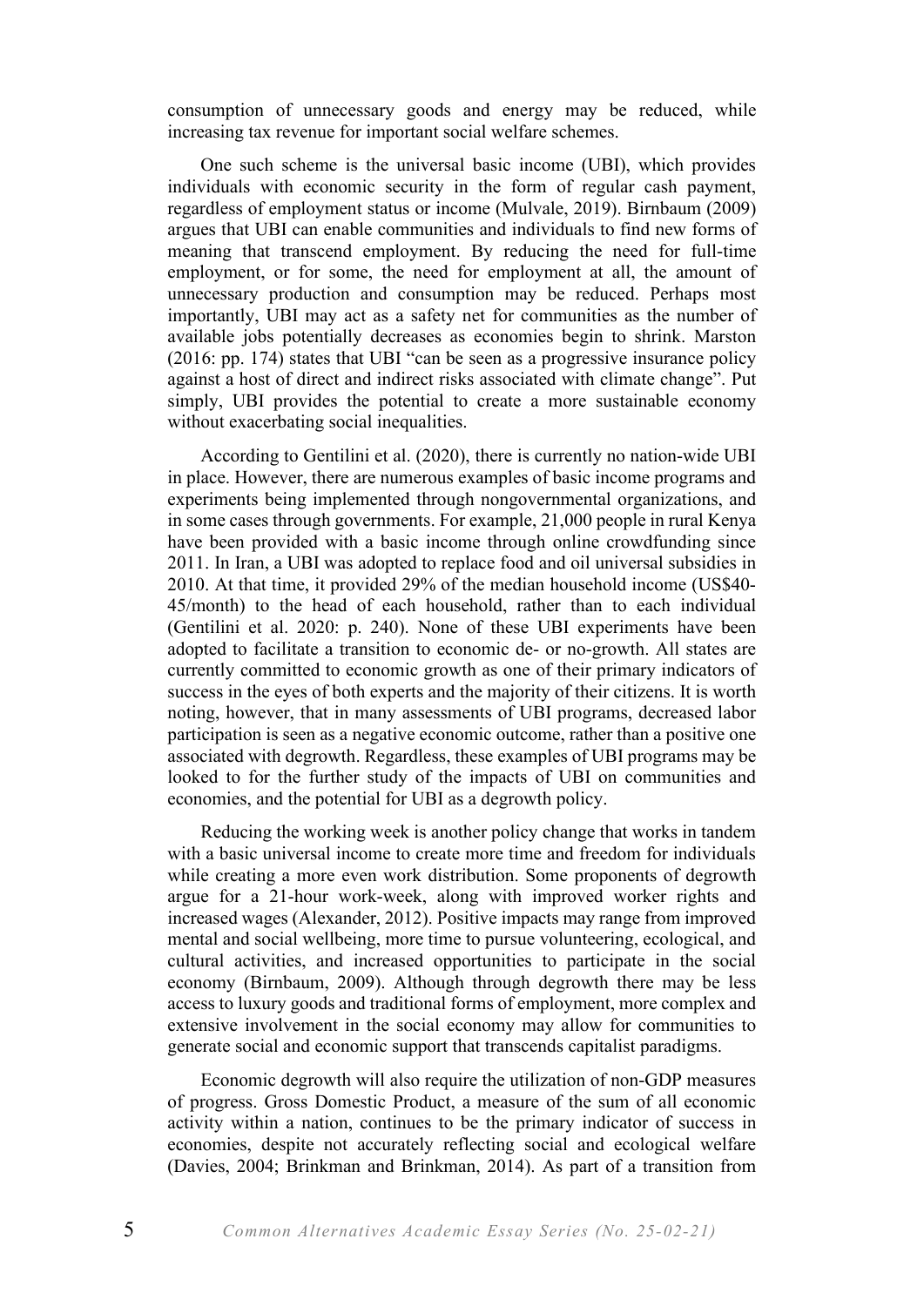consumption of unnecessary goods and energy may be reduced, while increasing tax revenue for important social welfare schemes.

One such scheme is the universal basic income (UBI), which provides individuals with economic security in the form of regular cash payment, regardless of employment status or income (Mulvale, 2019). Birnbaum (2009) argues that UBI can enable communities and individuals to find new forms of meaning that transcend employment. By reducing the need for full-time employment, or for some, the need for employment at all, the amount of unnecessary production and consumption may be reduced. Perhaps most importantly, UBI may act as a safety net for communities as the number of available jobs potentially decreases as economies begin to shrink. Marston (2016: pp. 174) states that UBI "can be seen as a progressive insurance policy against a host of direct and indirect risks associated with climate change". Put simply, UBI provides the potential to create a more sustainable economy without exacerbating social inequalities.

According to Gentilini et al. (2020), there is currently no nation-wide UBI in place. However, there are numerous examples of basic income programs and experiments being implemented through nongovernmental organizations, and in some cases through governments. For example, 21,000 people in rural Kenya have been provided with a basic income through online crowdfunding since 2011. In Iran, a UBI was adopted to replace food and oil universal subsidies in 2010. At that time, it provided 29% of the median household income (US$40-45/month) to the head of each household, rather than to each individual (Gentilini et al. 2020: p. 240). None of these UBI experiments have been adopted to facilitate a transition to economic de- or no-growth. All states are currently committed to economic growth as one of their primary indicators of success in the eyes of both experts and the majority of their citizens. It is worth noting, however, that in many assessments of UBI programs, decreased labor participation is seen as a negative economic outcome, rather than a positive one associated with degrowth. Regardless, these examples of UBI programs may be looked to for the further study of the impacts of UBI on communities and economies, and the potential for UBI as a degrowth policy.

Reducing the working week is another policy change that works in tandem with a basic universal income to create more time and freedom for individuals while creating a more even work distribution. Some proponents of degrowth argue for a 21-hour work-week, along with improved worker rights and increased wages (Alexander, 2012). Positive impacts may range from improved mental and social wellbeing, more time to pursue volunteering, ecological, and cultural activities, and increased opportunities to participate in the social economy (Birnbaum, 2009). Although through degrowth there may be less access to luxury goods and traditional forms of employment, more complex and extensive involvement in the social economy may allow for communities to generate social and economic support that transcends capitalist paradigms.

Economic degrowth will also require the utilization of non-GDP measures of progress. Gross Domestic Product, a measure of the sum of all economic activity within a nation, continues to be the primary indicator of success in economies, despite not accurately reflecting social and ecological welfare (Davies, 2004; Brinkman and Brinkman, 2014). As part of a transition from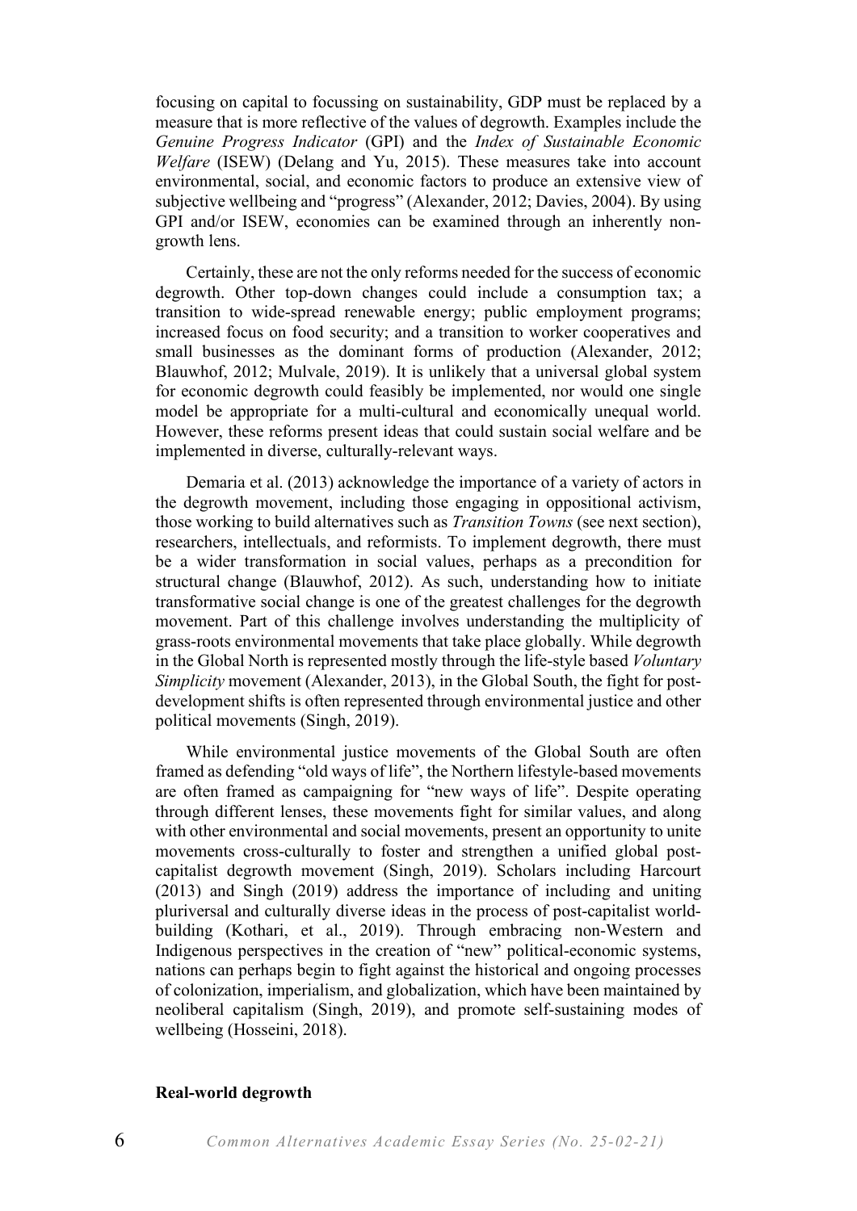focusing on capital to focussing on sustainability, GDP must be replaced by a measure that is more reflective of the values of degrowth. Examples include the *Genuine Progress Indicator* (GPI) and the *Index of Sustainable Economic Welfare* (ISEW) (Delang and Yu, 2015). These measures take into account environmental, social, and economic factors to produce an extensive view of subjective wellbeing and "progress" (Alexander, 2012; Davies, 2004). By using GPI and/or ISEW, economies can be examined through an inherently non-growth lens.

Certainly, these are not the only reforms needed for the success of economic degrowth. Other top-down changes could include a consumption tax; a transition to wide-spread renewable energy; public employment programs; increased focus on food security; and a transition to worker cooperatives and small businesses as the dominant forms of production (Alexander, 2012; Blauwhof, 2012; Mulvale, 2019). It is unlikely that a universal global system for economic degrowth could feasibly be implemented, nor would one single model be appropriate for a multi-cultural and economically unequal world. However, these reforms present ideas that could sustain social welfare and be implemented in diverse, culturally-relevant ways.

Demaria et al. (2013) acknowledge the importance of a variety of actors in the degrowth movement, including those engaging in oppositional activism, those working to build alternatives such as *Transition Towns* (see next section), researchers, intellectuals, and reformists. To implement degrowth, there must be a wider transformation in social values, perhaps as a precondition for structural change (Blauwhof, 2012). As such, understanding how to initiate transformative social change is one of the greatest challenges for the degrowth movement. Part of this challenge involves understanding the multiplicity of grass-roots environmental movements that take place globally. While degrowth in the Global North is represented mostly through the life-style based *Voluntary Simplicity* movement (Alexander, 2013), in the Global South, the fight for post-development shifts is often represented through environmental justice and other political movements (Singh, 2019).

While environmental justice movements of the Global South are often framed as defending "old ways of life", the Northern lifestyle-based movements are often framed as campaigning for "new ways of life". Despite operating through different lenses, these movements fight for similar values, and along with other environmental and social movements, present an opportunity to unite movements cross-culturally to foster and strengthen a unified global post-capitalist degrowth movement (Singh, 2019). Scholars including Harcourt (2013) and Singh (2019) address the importance of including and uniting pluriversal and culturally diverse ideas in the process of post-capitalist world-building (Kothari, et al., 2019). Through embracing non-Western and Indigenous perspectives in the creation of "new" political-economic systems, nations can perhaps begin to fight against the historical and ongoing processes of colonization, imperialism, and globalization, which have been maintained by neoliberal capitalism (Singh, 2019), and promote self-sustaining modes of wellbeing (Hosseini, 2018).

**Real-world degrowth**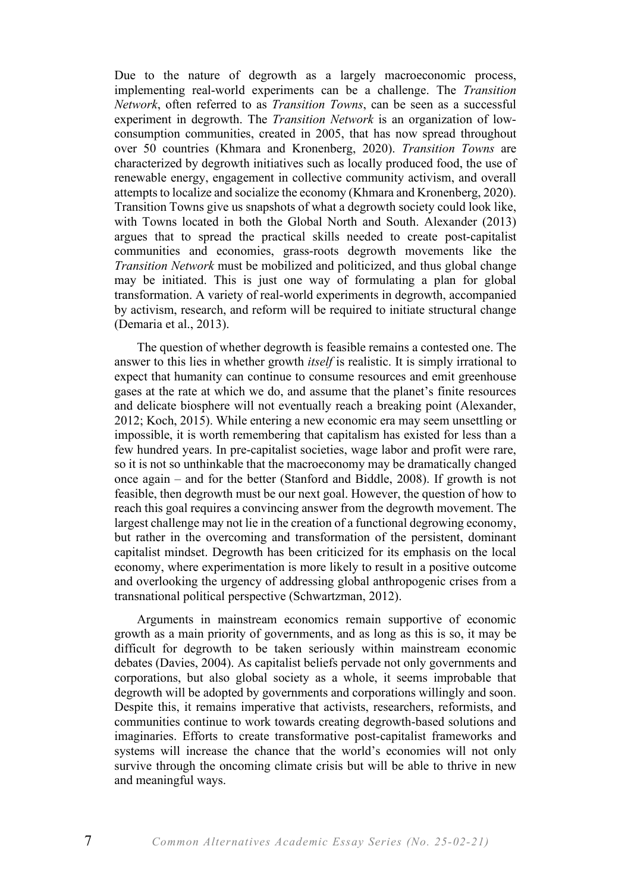Due to the nature of degrowth as a largely macroeconomic process, implementing real-world experiments can be a challenge. The *Transition Network*, often referred to as *Transition Towns*, can be seen as a successful experiment in degrowth. The *Transition Network* is an organization of low-consumption communities, created in 2005, that has now spread throughout over 50 countries (Khmara and Kronenberg, 2020). *Transition Towns* are characterized by degrowth initiatives such as locally produced food, the use of renewable energy, engagement in collective community activism, and overall attempts to localize and socialize the economy (Khmara and Kronenberg, 2020). Transition Towns give us snapshots of what a degrowth society could look like, with Towns located in both the Global North and South. Alexander (2013) argues that to spread the practical skills needed to create post-capitalist communities and economies, grass-roots degrowth movements like the *Transition Network* must be mobilized and politicized, and thus global change may be initiated. This is just one way of formulating a plan for global transformation. A variety of real-world experiments in degrowth, accompanied by activism, research, and reform will be required to initiate structural change (Demaria et al., 2013).

The question of whether degrowth is feasible remains a contested one. The answer to this lies in whether growth *itself* is realistic. It is simply irrational to expect that humanity can continue to consume resources and emit greenhouse gases at the rate at which we do, and assume that the planet's finite resources and delicate biosphere will not eventually reach a breaking point (Alexander, 2012; Koch, 2015). While entering a new economic era may seem unsettling or impossible, it is worth remembering that capitalism has existed for less than a few hundred years. In pre-capitalist societies, wage labor and profit were rare, so it is not so unthinkable that the macroeconomy may be dramatically changed once again – and for the better (Stanford and Biddle, 2008). If growth is not feasible, then degrowth must be our next goal. However, the question of how to reach this goal requires a convincing answer from the degrowth movement. The largest challenge may not lie in the creation of a functional degrowing economy, but rather in the overcoming and transformation of the persistent, dominant capitalist mindset. Degrowth has been criticized for its emphasis on the local economy, where experimentation is more likely to result in a positive outcome and overlooking the urgency of addressing global anthropogenic crises from a transnational political perspective (Schwartzman, 2012).

Arguments in mainstream economics remain supportive of economic growth as a main priority of governments, and as long as this is so, it may be difficult for degrowth to be taken seriously within mainstream economic debates (Davies, 2004). As capitalist beliefs pervade not only governments and corporations, but also global society as a whole, it seems improbable that degrowth will be adopted by governments and corporations willingly and soon. Despite this, it remains imperative that activists, researchers, reformists, and communities continue to work towards creating degrowth-based solutions and imaginaries. Efforts to create transformative post-capitalist frameworks and systems will increase the chance that the world's economies will not only survive through the oncoming climate crisis but will be able to thrive in new and meaningful ways.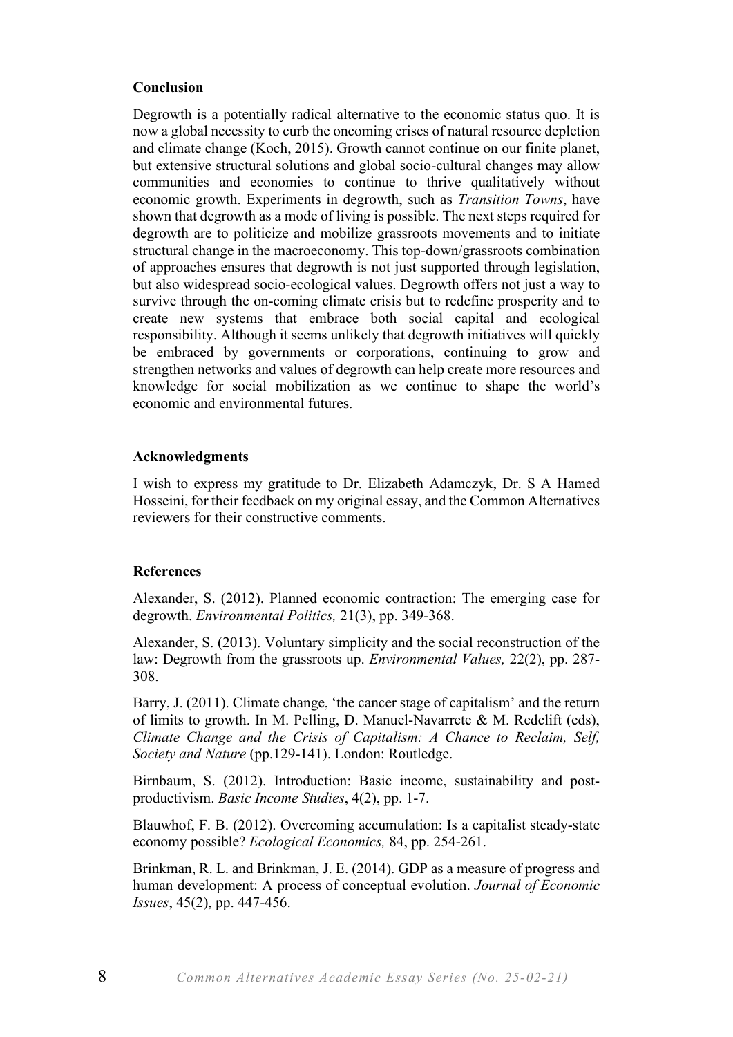## Conclusion

Degrowth is a potentially radical alternative to the economic status quo. It is now a global necessity to curb the oncoming crises of natural resource depletion and climate change (Koch, 2015). Growth cannot continue on our finite planet, but extensive structural solutions and global socio-cultural changes may allow communities and economies to continue to thrive qualitatively without economic growth. Experiments in degrowth, such as *Transition Towns*, have shown that degrowth as a mode of living is possible. The next steps required for degrowth are to politicize and mobilize grassroots movements and to initiate structural change in the macroeconomy. This top-down/grassroots combination of approaches ensures that degrowth is not just supported through legislation, but also widespread socio-ecological values. Degrowth offers not just a way to survive through the on-coming climate crisis but to redefine prosperity and to create new systems that embrace both social capital and ecological responsibility. Although it seems unlikely that degrowth initiatives will quickly be embraced by governments or corporations, continuing to grow and strengthen networks and values of degrowth can help create more resources and knowledge for social mobilization as we continue to shape the world's economic and environmental futures.

## Acknowledgments

I wish to express my gratitude to Dr. Elizabeth Adamczyk, Dr. S A Hamed Hosseini, for their feedback on my original essay, and the Common Alternatives reviewers for their constructive comments.

## References

Alexander, S. (2012). Planned economic contraction: The emerging case for degrowth. *Environmental Politics,* 21(3), pp. 349-368.

Alexander, S. (2013). Voluntary simplicity and the social reconstruction of the law: Degrowth from the grassroots up. *Environmental Values,* 22(2), pp. 287-308.

Barry, J. (2011). Climate change, 'the cancer stage of capitalism' and the return of limits to growth. In M. Pelling, D. Manuel-Navarrete & M. Redclift (eds), *Climate Change and the Crisis of Capitalism: A Chance to Reclaim, Self, Society and Nature* (pp.129-141). London: Routledge.

Birnbaum, S. (2012). Introduction: Basic income, sustainability and post-productivism. *Basic Income Studies*, 4(2), pp. 1-7.

Blauwhof, F. B. (2012). Overcoming accumulation: Is a capitalist steady-state economy possible? *Ecological Economics,* 84, pp. 254-261.

Brinkman, R. L. and Brinkman, J. E. (2014). GDP as a measure of progress and human development: A process of conceptual evolution. *Journal of Economic Issues*, 45(2), pp. 447-456.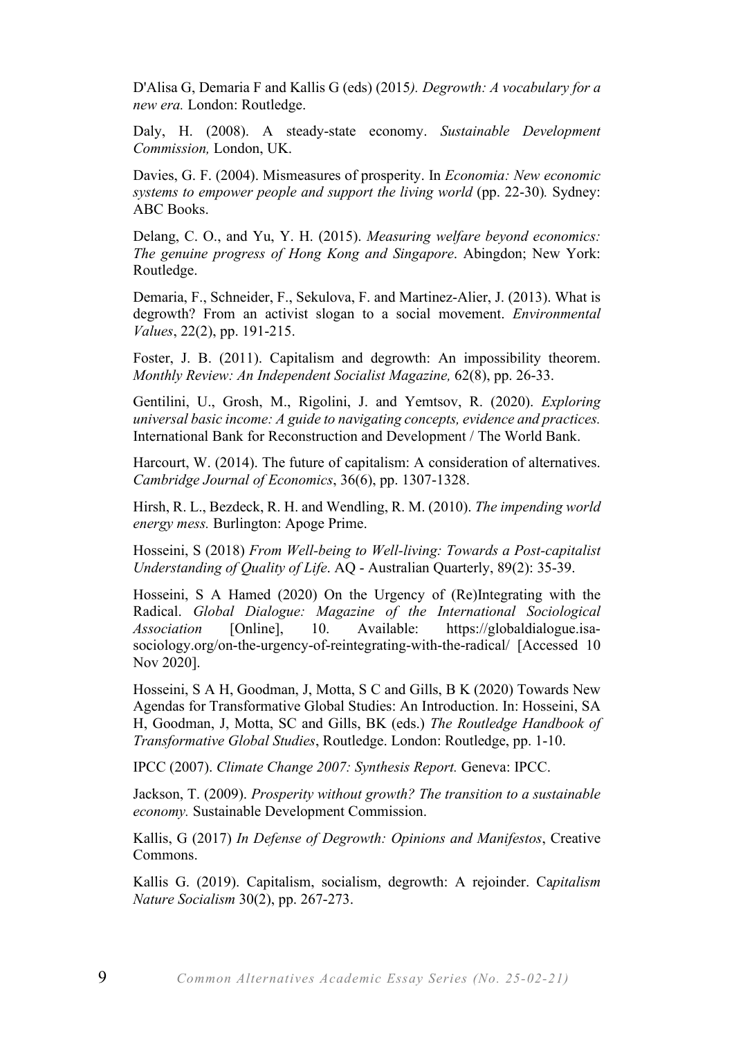D'Alisa G, Demaria F and Kallis G (eds) (2015*). Degrowth: A vocabulary for a new era.* London: Routledge.

Daly, H. (2008). A steady-state economy. *Sustainable Development Commission,* London, UK.

Davies, G. F. (2004). Mismeasures of prosperity. In *Economia: New economic systems to empower people and support the living world* (pp. 22-30)*.* Sydney: ABC Books.

Delang, C. O., and Yu, Y. H. (2015). *Measuring welfare beyond economics: The genuine progress of Hong Kong and Singapore*. Abingdon; New York: Routledge.

Demaria, F., Schneider, F., Sekulova, F. and Martinez-Alier, J. (2013). What is degrowth? From an activist slogan to a social movement. *Environmental Values*, 22(2), pp. 191-215.

Foster, J. B. (2011). Capitalism and degrowth: An impossibility theorem. *Monthly Review: An Independent Socialist Magazine,* 62(8), pp. 26-33.

Gentilini, U., Grosh, M., Rigolini, J. and Yemtsov, R. (2020). *Exploring universal basic income: A guide to navigating concepts, evidence and practices.* International Bank for Reconstruction and Development / The World Bank.

Harcourt, W. (2014). The future of capitalism: A consideration of alternatives. *Cambridge Journal of Economics*, 36(6), pp. 1307-1328.

Hirsh, R. L., Bezdeck, R. H. and Wendling, R. M. (2010). *The impending world energy mess.* Burlington: Apoge Prime.

Hosseini, S (2018) *From Well-being to Well-living: Towards a Post-capitalist Understanding of Quality of Life*. AQ - Australian Quarterly, 89(2): 35-39.

Hosseini, S A Hamed (2020) On the Urgency of (Re)Integrating with the Radical. *Global Dialogue: Magazine of the International Sociological Association* [Online], 10. Available: https://globaldialogue.isa-sociology.org/on-the-urgency-of-reintegrating-with-the-radical/ [Accessed 10 Nov 2020].

Hosseini, S A H, Goodman, J, Motta, S C and Gills, B K (2020) Towards New Agendas for Transformative Global Studies: An Introduction. In: Hosseini, SA H, Goodman, J, Motta, SC and Gills, BK (eds.) *The Routledge Handbook of Transformative Global Studies*, Routledge. London: Routledge, pp. 1-10.

IPCC (2007). *Climate Change 2007: Synthesis Report.* Geneva: IPCC.

Jackson, T. (2009). *Prosperity without growth? The transition to a sustainable economy.* Sustainable Development Commission.

Kallis, G (2017) *In Defense of Degrowth: Opinions and Manifestos*, Creative Commons.

Kallis G. (2019). Capitalism, socialism, degrowth: A rejoinder. Ca*pitalism Nature Socialism* 30(2), pp. 267-273.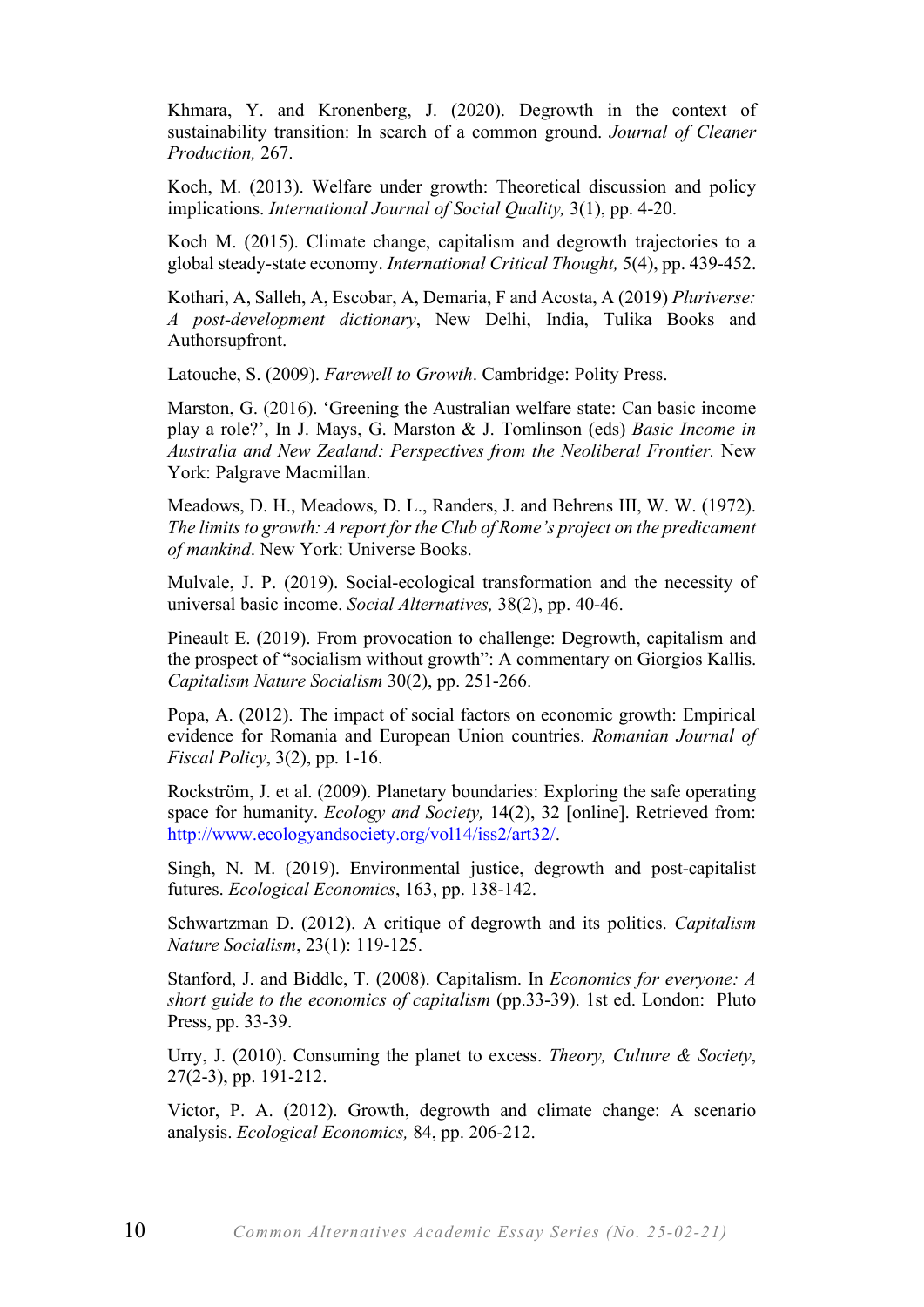Khmara, Y. and Kronenberg, J. (2020). Degrowth in the context of sustainability transition: In search of a common ground. *Journal of Cleaner Production,* 267.

Koch, M. (2013). Welfare under growth: Theoretical discussion and policy implications. *International Journal of Social Quality,* 3(1), pp. 4-20.

Koch M. (2015). Climate change, capitalism and degrowth trajectories to a global steady-state economy. *International Critical Thought,* 5(4), pp. 439-452.

Kothari, A, Salleh, A, Escobar, A, Demaria, F and Acosta, A (2019) *Pluriverse: A post-development dictionary*, New Delhi, India, Tulika Books and Authorsupfront.

Latouche, S. (2009). *Farewell to Growth*. Cambridge: Polity Press.

Marston, G. (2016). 'Greening the Australian welfare state: Can basic income play a role?', In J. Mays, G. Marston & J. Tomlinson (eds) *Basic Income in Australia and New Zealand: Perspectives from the Neoliberal Frontier.* New York: Palgrave Macmillan.

Meadows, D. H., Meadows, D. L., Randers, J. and Behrens III, W. W. (1972). *The limits to growth: A report for the Club of Rome's project on the predicament of mankind*. New York: Universe Books.

Mulvale, J. P. (2019). Social-ecological transformation and the necessity of universal basic income. *Social Alternatives,* 38(2), pp. 40-46.

Pineault E. (2019). From provocation to challenge: Degrowth, capitalism and the prospect of "socialism without growth": A commentary on Giorgios Kallis. *Capitalism Nature Socialism* 30(2), pp. 251-266.

Popa, A. (2012). The impact of social factors on economic growth: Empirical evidence for Romania and European Union countries. *Romanian Journal of Fiscal Policy*, 3(2), pp. 1-16.

Rockström, J. et al. (2009). Planetary boundaries: Exploring the safe operating space for humanity. *Ecology and Society,* 14(2), 32 [online]. Retrieved from: http://www.ecologyandsociety.org/vol14/iss2/art32/.

Singh, N. M. (2019). Environmental justice, degrowth and post-capitalist futures. *Ecological Economics*, 163, pp. 138-142.

Schwartzman D. (2012). A critique of degrowth and its politics. *Capitalism Nature Socialism*, 23(1): 119-125.

Stanford, J. and Biddle, T. (2008). Capitalism. In *Economics for everyone: A short guide to the economics of capitalism* (pp.33-39). 1st ed. London: Pluto Press, pp. 33-39.

Urry, J. (2010). Consuming the planet to excess. *Theory, Culture & Society*, 27(2-3), pp. 191-212.

Victor, P. A. (2012). Growth, degrowth and climate change: A scenario analysis. *Ecological Economics,* 84, pp. 206-212.